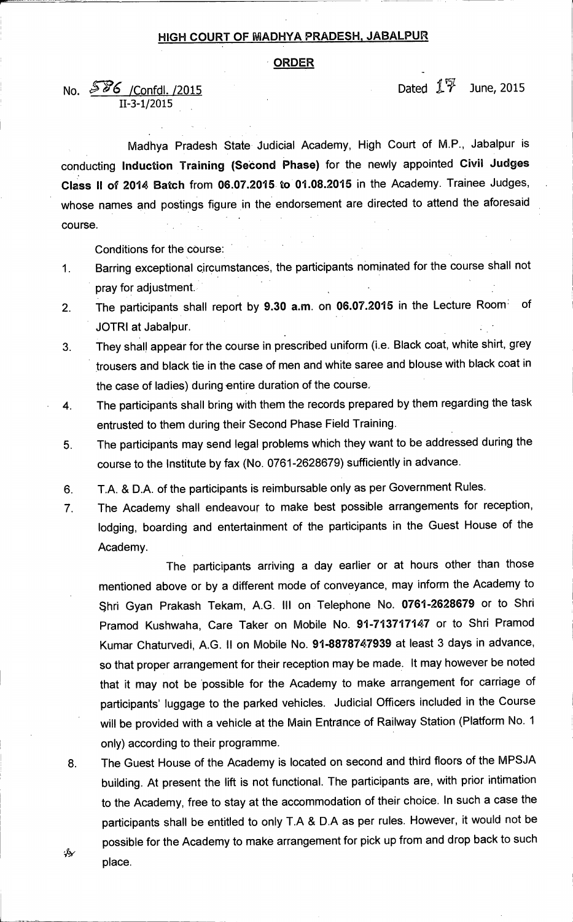## HIGH COURT OF MADHYA PRADESH, JABALPUR

### ORDER

No. 586 /Confdl. /2015
II-3-1/2015

Dated 17 June, 2015

Madhya Pradesh State Judicial Academy, High Court of M.P., Jabalpur is conducting **Induction Training (Second Phase)** for the newly appointed **Civil Judges Class II of 2014 Batch** from **06.07.2015 to 01.08.2015** in the Academy. Trainee Judges, whose names and postings figure in the endorsement are directed to attend the aforesaid course.

Conditions for the course:

1. Barring exceptional circumstances, the participants nominated for the course shall not pray for adjustment.
2. The participants shall report by **9.30 a.m.** on **06.07.2015** in the Lecture Room of JOTRI at Jabalpur.
3. They shall appear for the course in prescribed uniform (i.e. Black coat, white shirt, grey trousers and black tie in the case of men and white saree and blouse with black coat in the case of ladies) during entire duration of the course.
4. The participants shall bring with them the records prepared by them regarding the task entrusted to them during their Second Phase Field Training.
5. The participants may send legal problems which they want to be addressed during the course to the Institute by fax (No. 0761-2628679) sufficiently in advance.
6. T.A. & D.A. of the participants is reimbursable only as per Government Rules.
7. The Academy shall endeavour to make best possible arrangements for reception, lodging, boarding and entertainment of the participants in the Guest House of the Academy.

   The participants arriving a day earlier or at hours other than those mentioned above or by a different mode of conveyance, may inform the Academy to Shri Gyan Prakash Tekam, A.G. III on Telephone No. **0761-2628679** or to Shri Pramod Kushwaha, Care Taker on Mobile No. **91-713717147** or to Shri Pramod Kumar Chaturvedi, A.G. II on Mobile No. **91-8878747939** at least 3 days in advance, so that proper arrangement for their reception may be made. It may however be noted that it may not be possible for the Academy to make arrangement for carriage of participants' luggage to the parked vehicles. Judicial Officers included in the Course will be provided with a vehicle at the Main Entrance of Railway Station (Platform No. 1 only) according to their programme.
8. The Guest House of the Academy is located on second and third floors of the MPSJA building. At present the lift is not functional. The participants are, with prior intimation to the Academy, free to stay at the accommodation of their choice. In such a case the participants shall be entitled to only T.A & D.A as per rules. However, it would not be possible for the Academy to make arrangement for pick up from and drop back to such place.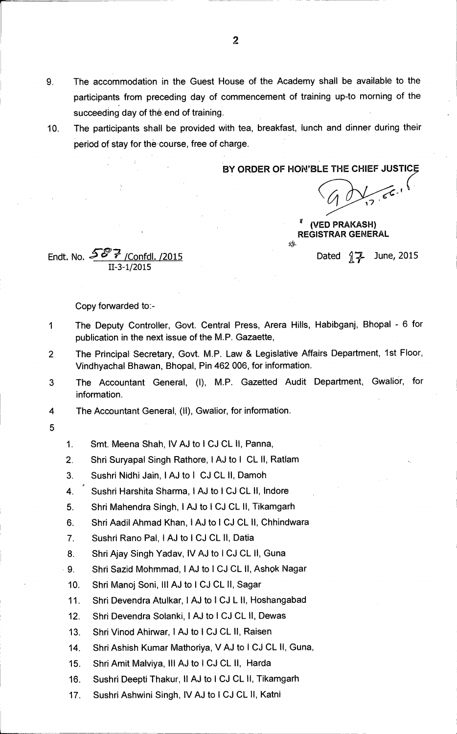9. The accommodation in the Guest House of the Academy shall be available to the participants from preceding day of commencement of training up-to morning of the succeeding day of the end of training.

10. The participants shall be provided with tea, breakfast, lunch and dinner during their period of stay for the course, free of charge.

**BY ORDER OF HON'BLE THE CHIEF JUSTICE**

**(VED PRAKASH)**
**REGISTRAR GENERAL**

Endt. No. 587 /Confdl. /2015
II-3-1/2015

Dated 17 June, 2015

Copy forwarded to:-

1 The Deputy Controller, Govt. Central Press, Arera Hills, Habibganj, Bhopal - 6 for publication in the next issue of the M.P. Gazaette,

2 The Principal Secretary, Govt. M.P. Law & Legislative Affairs Department, 1st Floor, Vindhyachal Bhawan, Bhopal, Pin 462 006, for information.

3 The Accountant General, (I), M.P. Gazetted Audit Department, Gwalior, for information.

4 The Accountant General, (II), Gwalior, for information.

5

1. Smt. Meena Shah, IV AJ to I CJ CL II, Panna,
2. Shri Suryapal Singh Rathore, I AJ to I CL II, Ratlam
3. Sushri Nidhi Jain, I AJ to I CJ CL II, Damoh
4. Sushri Harshita Sharma, I AJ to I CJ CL II, Indore
5. Shri Mahendra Singh, I AJ to I CJ CL II, Tikamgarh
6. Shri Aadil Ahmad Khan, I AJ to I CJ CL II, Chhindwara
7. Sushri Rano Pal, I AJ to I CJ CL II, Datia
8. Shri Ajay Singh Yadav, IV AJ to I CJ CL II, Guna
9. Shri Sazid Mohmmad, I AJ to I CJ CL II, Ashok Nagar
10. Shri Manoj Soni, III AJ to I CJ CL II, Sagar
11. Shri Devendra Atulkar, I AJ to I CJ L II, Hoshangabad
12. Shri Devendra Solanki, I AJ to I CJ CL II, Dewas
13. Shri Vinod Ahirwar, I AJ to I CJ CL II, Raisen
14. Shri Ashish Kumar Mathoriya, V AJ to I CJ CL II, Guna,
15. Shri Amit Malviya, III AJ to I CJ CL II, Harda
16. Sushri Deepti Thakur, II AJ to I CJ CL II, Tikamgarh
17. Sushri Ashwini Singh, IV AJ to I CJ CL II, Katni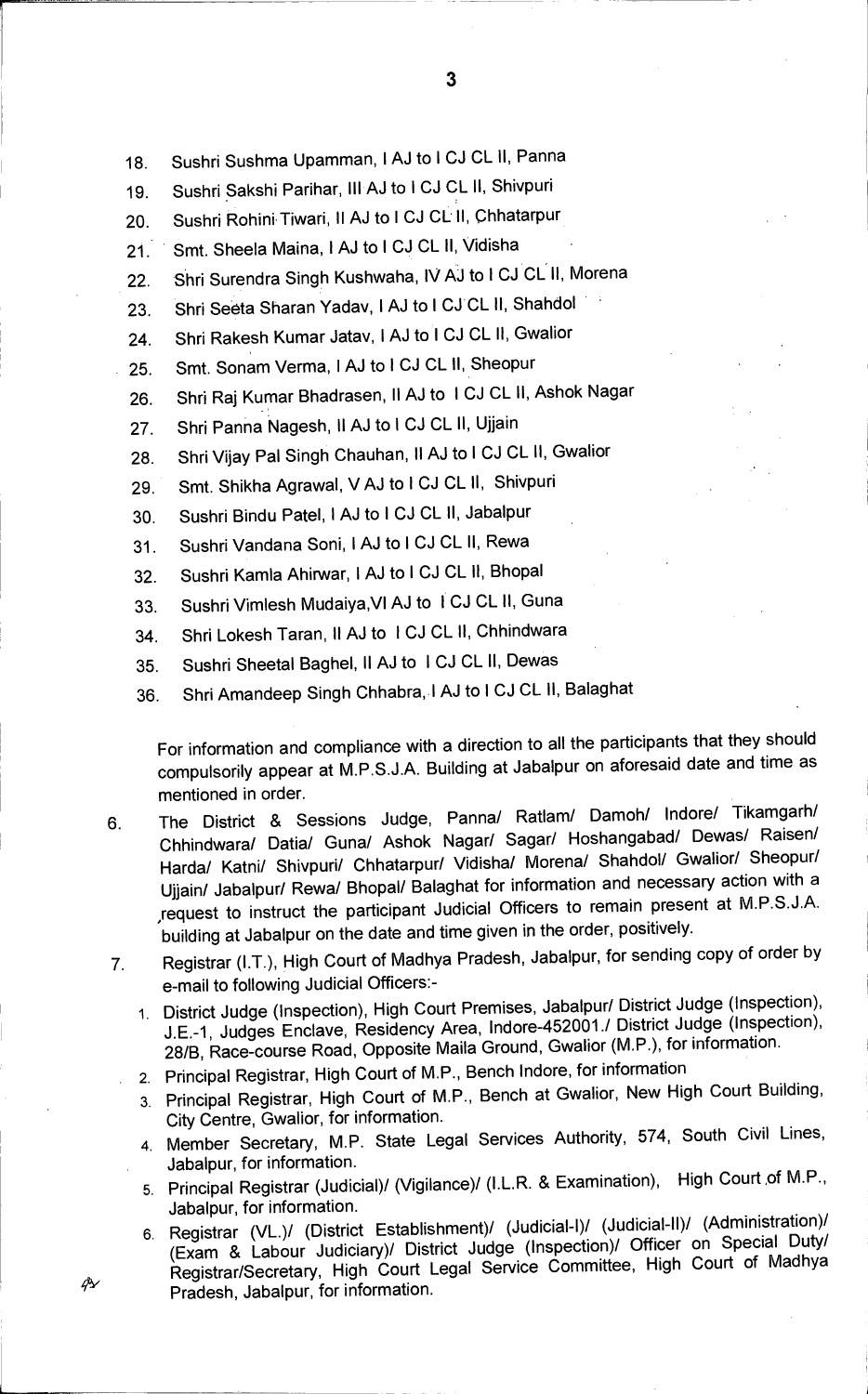18. Sushri Sushma Upamman, I AJ to I CJ CL II, Panna
19. Sushri Sakshi Parihar, III AJ to I CJ CL II, Shivpuri
20. Sushri Rohini Tiwari, II AJ to I CJ CL II, Chhatarpur
21. Smt. Sheela Maina, I AJ to I CJ CL II, Vidisha
22. Shri Surendra Singh Kushwaha, IV AJ to I CJ CL II, Morena
23. Shri Seeta Sharan Yadav, I AJ to I CJ CL II, Shahdol
24. Shri Rakesh Kumar Jatav, I AJ to I CJ CL II, Gwalior
25. Smt. Sonam Verma, I AJ to I CJ CL II, Sheopur
26. Shri Raj Kumar Bhadrasen, II AJ to I CJ CL II, Ashok Nagar
27. Shri Panna Nagesh, II AJ to I CJ CL II, Ujjain
28. Shri Vijay Pal Singh Chauhan, II AJ to I CJ CL II, Gwalior
29. Smt. Shikha Agrawal, V AJ to I CJ CL II, Shivpuri
30. Sushri Bindu Patel, I AJ to I CJ CL II, Jabalpur
31. Sushri Vandana Soni, I AJ to I CJ CL II, Rewa
32. Sushri Kamla Ahirwar, I AJ to I CJ CL II, Bhopal
33. Sushri Vimlesh Mudaiya,VI AJ to I CJ CL II, Guna
34. Shri Lokesh Taran, II AJ to I CJ CL II, Chhindwara
35. Sushri Sheetal Baghel, II AJ to I CJ CL II, Dewas
36. Shri Amandeep Singh Chhabra, I AJ to I CJ CL II, Balaghat

For information and compliance with a direction to all the participants that they should compulsorily appear at M.P.S.J.A. Building at Jabalpur on aforesaid date and time as mentioned in order.

6. The District & Sessions Judge, Panna/ Ratlam/ Damoh/ Indore/ Tikamgarh/ Chhindwara/ Datia/ Guna/ Ashok Nagar/ Sagar/ Hoshangabad/ Dewas/ Raisen/ Harda/ Katni/ Shivpuri/ Chhatarpur/ Vidisha/ Morena/ Shahdol/ Gwalior/ Sheopur/ Ujjain/ Jabalpur/ Rewa/ Bhopal/ Balaghat for information and necessary action with a request to instruct the participant Judicial Officers to remain present at M.P.S.J.A. building at Jabalpur on the date and time given in the order, positively.

7. Registrar (I.T.), High Court of Madhya Pradesh, Jabalpur, for sending copy of order by e-mail to following Judicial Officers:-
   1. District Judge (Inspection), High Court Premises, Jabalpur/ District Judge (Inspection), J.E.-1, Judges Enclave, Residency Area, Indore-452001./ District Judge (Inspection), 28/B, Race-course Road, Opposite Maila Ground, Gwalior (M.P.), for information.
   2. Principal Registrar, High Court of M.P., Bench Indore, for information
   3. Principal Registrar, High Court of M.P., Bench at Gwalior, New High Court Building, City Centre, Gwalior, for information.
   4. Member Secretary, M.P. State Legal Services Authority, 574, South Civil Lines, Jabalpur, for information.
   5. Principal Registrar (Judicial)/ (Vigilance)/ (I.L.R. & Examination), High Court of M.P., Jabalpur, for information.
   6. Registrar (VL.)/ (District Establishment)/ (Judicial-I)/ (Judicial-II)/ (Administration)/ (Exam & Labour Judiciary)/ District Judge (Inspection)/ Officer on Special Duty/ Registrar/Secretary, High Court Legal Service Committee, High Court of Madhya Pradesh, Jabalpur, for information.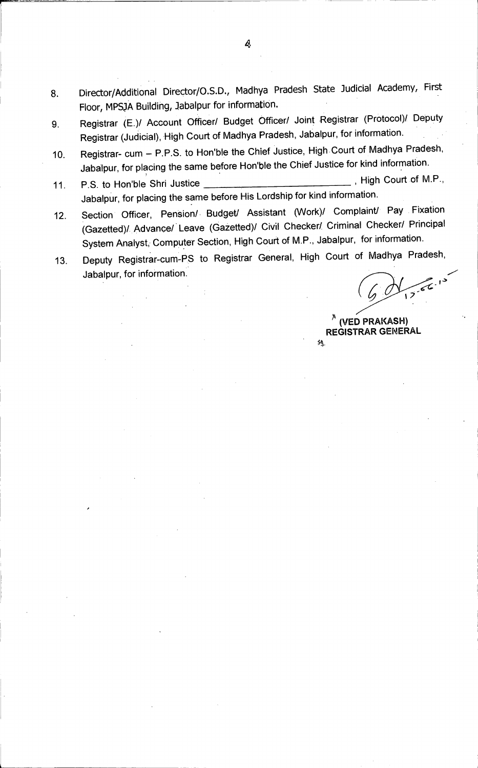8. Director/Additional Director/O.S.D., Madhya Pradesh State Judicial Academy, First Floor, MPSJA Building, Jabalpur for information.
9. Registrar (E.)/ Account Officer/ Budget Officer/ Joint Registrar (Protocol)/ Deputy Registrar (Judicial), High Court of Madhya Pradesh, Jabalpur, for information.
10. Registrar- cum – P.P.S. to Hon'ble the Chief Justice, High Court of Madhya Pradesh, Jabalpur, for placing the same before Hon'ble the Chief Justice for kind information.
11. P.S. to Hon'ble Shri Justice ____________________________, High Court of M.P., Jabalpur, for placing the same before His Lordship for kind information.
12. Section Officer, Pension/ Budget/ Assistant (Work)/ Complaint/ Pay Fixation (Gazetted)/ Advance/ Leave (Gazetted)/ Civil Checker/ Criminal Checker/ Principal System Analyst, Computer Section, High Court of M.P., Jabalpur, for information.
13. Deputy Registrar-cum-PS to Registrar General, High Court of Madhya Pradesh, Jabalpur, for information.

(VED PRAKASH)
REGISTRAR GENERAL